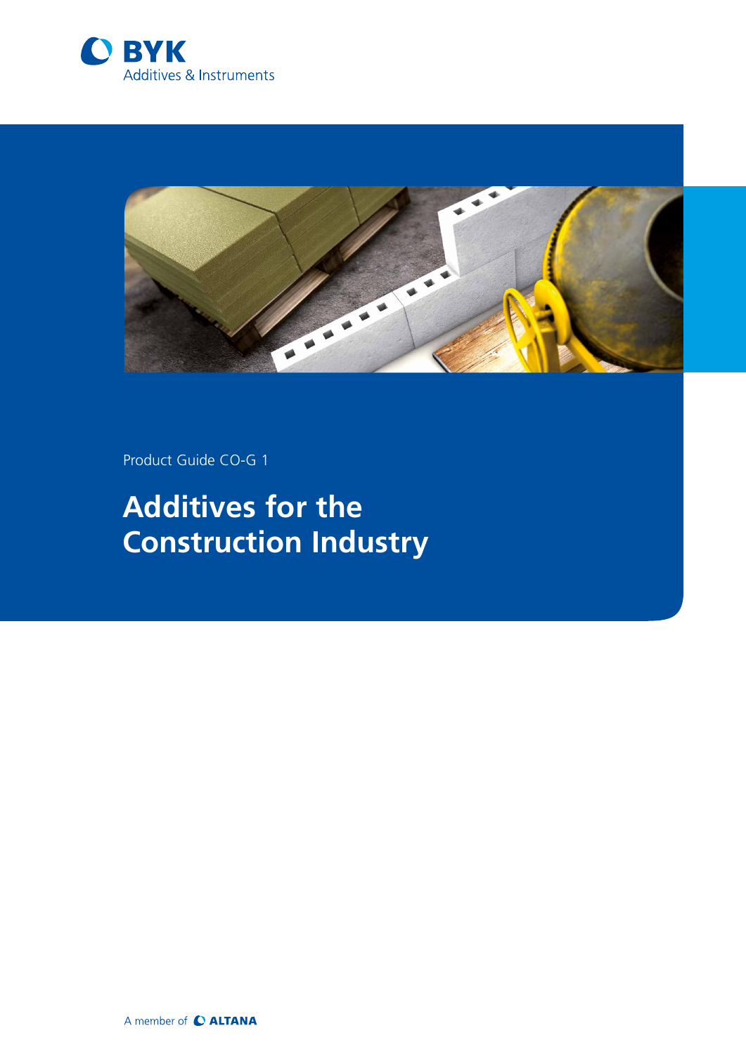BYK

Additives & Instruments

Product Guide CO-G 1

# Additives for the Construction Industry

A member of ALTANA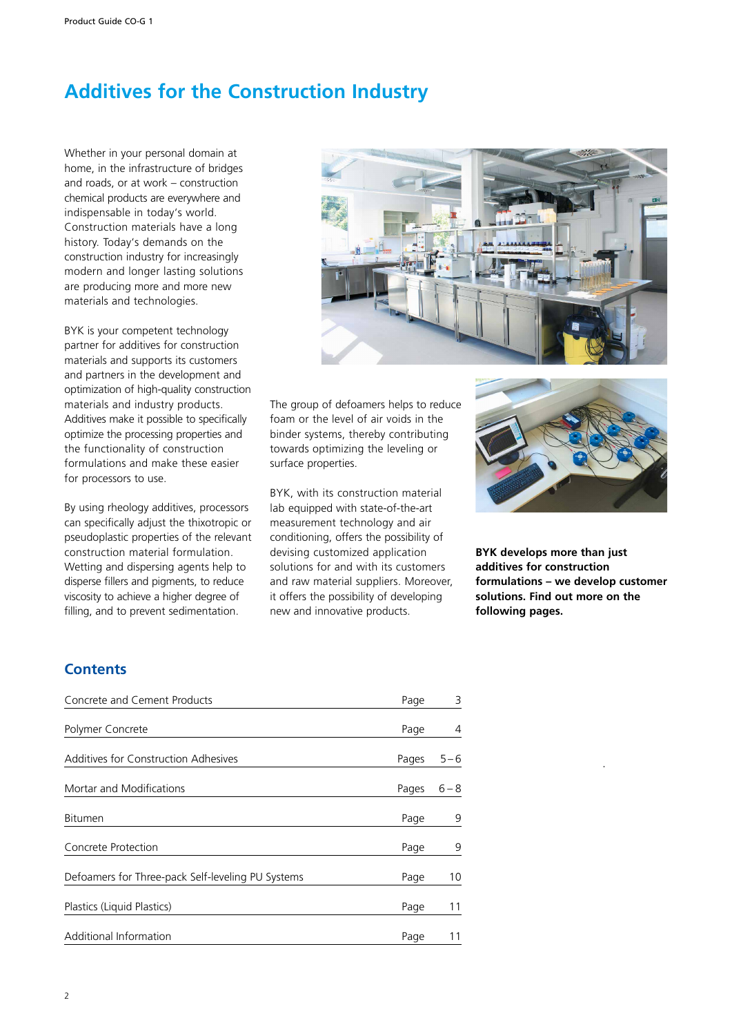# Additives for the Construction Industry

Whether in your personal domain at home, in the infrastructure of bridges and roads, or at work – construction chemical products are everywhere and indispensable in today's world. Construction materials have a long history. Today's demands on the construction industry for increasingly modern and longer lasting solutions are producing more and more new materials and technologies.

BYK is your competent technology partner for additives for construction materials and supports its customers and partners in the development and optimization of high-quality construction materials and industry products. Additives make it possible to specifically optimize the processing properties and the functionality of construction formulations and make these easier for processors to use.

By using rheology additives, processors can specifically adjust the thixotropic or pseudoplastic properties of the relevant construction material formulation. Wetting and dispersing agents help to disperse fillers and pigments, to reduce viscosity to achieve a higher degree of filling, and to prevent sedimentation.

The group of defoamers helps to reduce foam or the level of air voids in the binder systems, thereby contributing towards optimizing the leveling or surface properties.

BYK, with its construction material lab equipped with state-of-the-art measurement technology and air conditioning, offers the possibility of devising customized application solutions for and with its customers and raw material suppliers. Moreover, it offers the possibility of developing new and innovative products.

**BYK develops more than just additives for construction formulations – we develop customer solutions. Find out more on the following pages.**

## Contents

| | | |
|---|---|---|
| Concrete and Cement Products | Page | 3 |
| Polymer Concrete | Page | 4 |
| Additives for Construction Adhesives | Pages | 5 – 6 |
| Mortar and Modifications | Pages | 6 – 8 |
| Bitumen | Page | 9 |
| Concrete Protection | Page | 9 |
| Defoamers for Three-pack Self-leveling PU Systems | Page | 10 |
| Plastics (Liquid Plastics) | Page | 11 |
| Additional Information | Page | 11 |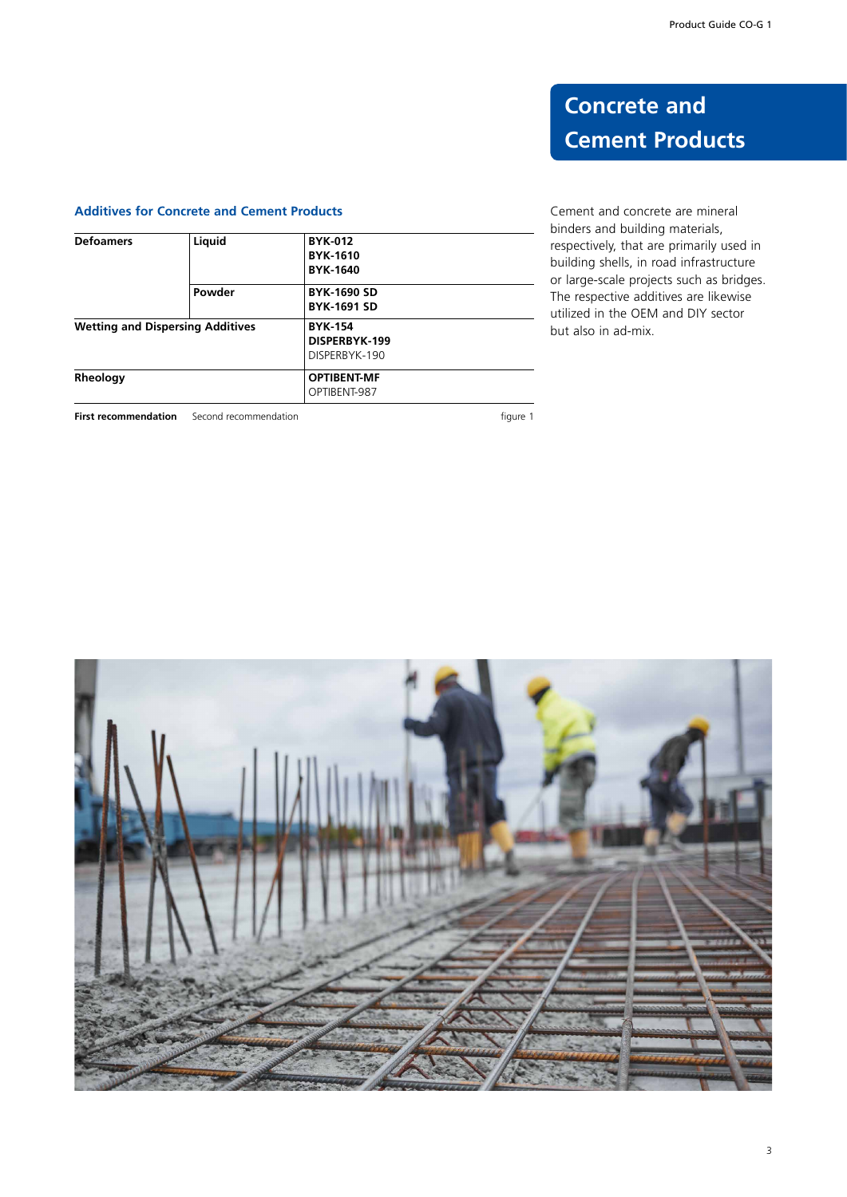# Concrete and Cement Products

Cement and concrete are mineral binders and building materials, respectively, that are primarily used in building shells, in road infrastructure or large-scale projects such as bridges. The respective additives are likewise utilized in the OEM and DIY sector but also in ad-mix.

## Additives for Concrete and Cement Products

| | | |
|---|---|---|
| **Defoamers** | **Liquid** | **BYK-012**<br>**BYK-1610**<br>**BYK-1640** |
| | **Powder** | **BYK-1690 SD**<br>**BYK-1691 SD** |
| **Wetting and Dispersing Additives** | | **BYK-154**<br>**DISPERBYK-199**<br>DISPERBYK-190 |
| **Rheology** | | **OPTIBENT-MF**<br>OPTIBENT-987 |

**First recommendation** Second recommendation

figure 1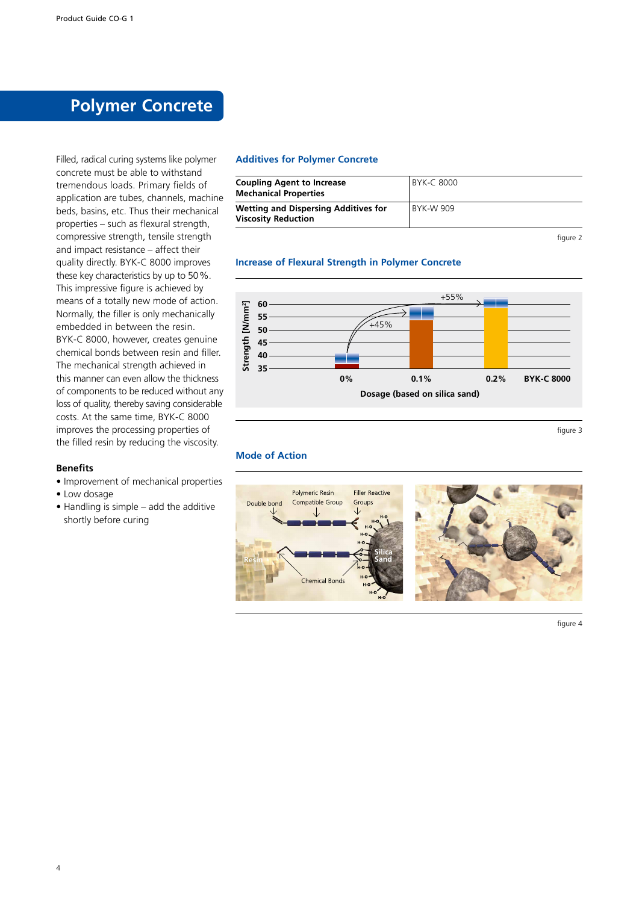# Polymer Concrete

Filled, radical curing systems like polymer concrete must be able to withstand tremendous loads. Primary fields of application are tubes, channels, machine beds, basins, etc. Thus their mechanical properties – such as flexural strength, compressive strength, tensile strength and impact resistance – affect their quality directly. BYK-C 8000 improves these key characteristics by up to 50 %. This impressive figure is achieved by means of a totally new mode of action. Normally, the filler is only mechanically embedded in between the resin. BYK-C 8000, however, creates genuine chemical bonds between resin and filler. The mechanical strength achieved in this manner can even allow the thickness of components to be reduced without any loss of quality, thereby saving considerable costs. At the same time, BYK-C 8000 improves the processing properties of the filled resin by reducing the viscosity.

### Benefits

- Improvement of mechanical properties
- Low dosage
- Handling is simple – add the additive shortly before curing

## Additives for Polymer Concrete

| | |
|---|---|
| **Coupling Agent to Increase Mechanical Properties** | BYK-C 8000 |
| **Wetting and Dispersing Additives for Viscosity Reduction** | BYK-W 909 |

figure 2

## Increase of Flexural Strength in Polymer Concrete

Strength [N/mm²]: 35, 40, 45, 50, 55, 60

+45%, +55%

0%, 0.1%, 0.2% BYK-C 8000

Dosage (based on silica sand)

figure 3

## Mode of Action

Double bond, Polymeric Resin Compatible Group, Filler Reactive Groups, Resin, Silica Sand, Chemical Bonds

figure 4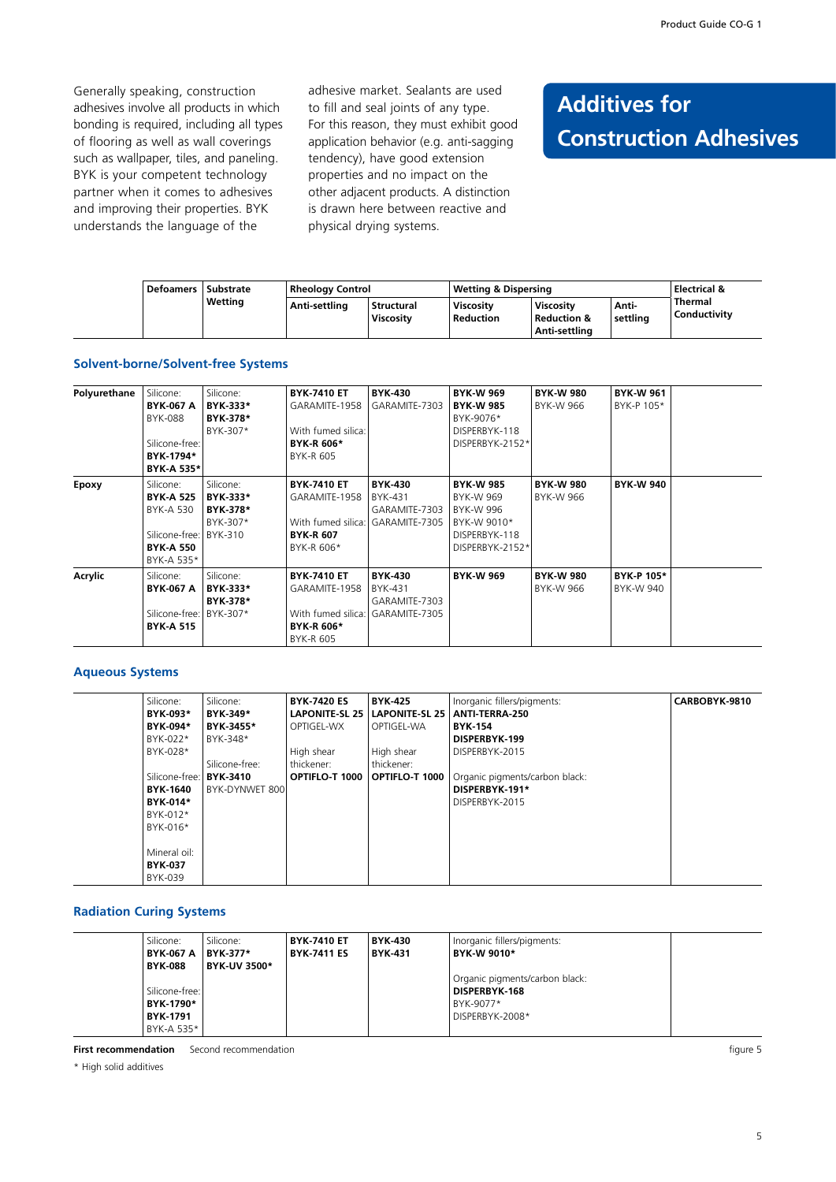# Additives for Construction Adhesives

Generally speaking, construction adhesives involve all products in which bonding is required, including all types of flooring as well as wall coverings such as wallpaper, tiles, and paneling. BYK is your competent technology partner when it comes to adhesives and improving their properties. BYK understands the language of the adhesive market. Sealants are used to fill and seal joints of any type. For this reason, they must exhibit good application behavior (e.g. anti-sagging tendency), have good extension properties and no impact on the other adjacent products. A distinction is drawn here between reactive and physical drying systems.

| | Defoamers | Substrate Wetting | Rheology Control | | Wetting & Dispersing | | | Electrical & Thermal Conductivity |
|---|---|---|---|---|---|---|---|---|
| | | | Anti-settling | Structural Viscosity | Viscosity Reduction | Viscosity Reduction & Anti-settling | Anti-settling | |
| **Solvent-borne/Solvent-free Systems** | | | | | | | | |
| **Polyurethane** | Silicone: **BYK-067 A** BYK-088 Silicone-free: **BYK-1794*** **BYK-A 535*** | Silicone: **BYK-333*** **BYK-378*** BYK-307* | **BYK-7410 ET** GARAMITE-1958 With fumed silica: **BYK-R 606*** BYK-R 605 | **BYK-430** GARAMITE-7303 | **BYK-W 969** **BYK-W 985** BYK-9076* DISPERBYK-118 DISPERBYK-2152* | **BYK-W 980** BYK-W 966 | **BYK-W 961** BYK-P 105* | |
| **Epoxy** | Silicone: **BYK-A 525** BYK-A 530 Silicone-free: **BYK-A 550** BYK-A 535* | Silicone: **BYK-333*** **BYK-378*** BYK-307* BYK-310 | **BYK-7410 ET** GARAMITE-1958 With fumed silica: **BYK-R 607** BYK-R 606* | **BYK-430** BYK-431 GARAMITE-7303 GARAMITE-7305 | **BYK-W 985** BYK-W 969 BYK-W 996 BYK-W 9010* DISPERBYK-118 DISPERBYK-2152* | **BYK-W 980** BYK-W 966 | **BYK-W 940** | |
| **Acrylic** | Silicone: **BYK-067 A** Silicone-free: **BYK-A 515** | Silicone: **BYK-333*** **BYK-378*** BYK-307* | **BYK-7410 ET** GARAMITE-1958 With fumed silica: **BYK-R 606*** BYK-R 605 | **BYK-430** BYK-431 GARAMITE-7303 GARAMITE-7305 | **BYK-W 969** | **BYK-W 980** BYK-W 966 | **BYK-P 105*** BYK-W 940 | |
| **Aqueous Systems** | | | | | | | | |
| | Silicone: **BYK-093*** **BYK-094*** BYK-022* BYK-028* Silicone-free: **BYK-1640** **BYK-014*** BYK-012* BYK-016* Mineral oil: **BYK-037** BYK-039 | Silicone: **BYK-349*** **BYK-3455*** BYK-348* Silicone-free: **BYK-3410** BYK-DYNWET 800 | **BYK-7420 ES** **LAPONITE-SL 25** OPTIGEL-WX High shear thickener: **OPTIFLO-T 1000** | **BYK-425** **LAPONITE-SL 25** OPTIGEL-WA High shear thickener: **OPTIFLO-T 1000** | Inorganic fillers/pigments: **ANTI-TERRA-250** **BYK-154** **DISPERBYK-199** DISPERBYK-2015 Organic pigments/carbon black: **DISPERBYK-191*** DISPERBYK-2015 | | | **CARBOBYK-9810** |
| **Radiation Curing Systems** | | | | | | | | |
| | Silicone: **BYK-067 A** **BYK-088** Silicone-free: **BYK-1790*** **BYK-1791** BYK-A 535* | Silicone: **BYK-377*** **BYK-UV 3500*** | **BYK-7410 ET** **BYK-7411 ES** | **BYK-430** **BYK-431** | Inorganic fillers/pigments: **BYK-W 9010*** Organic pigments/carbon black: **DISPERBYK-168** BYK-9077* DISPERBYK-2008* | | | |

**First recommendation** Second recommendation

figure 5

\* High solid additives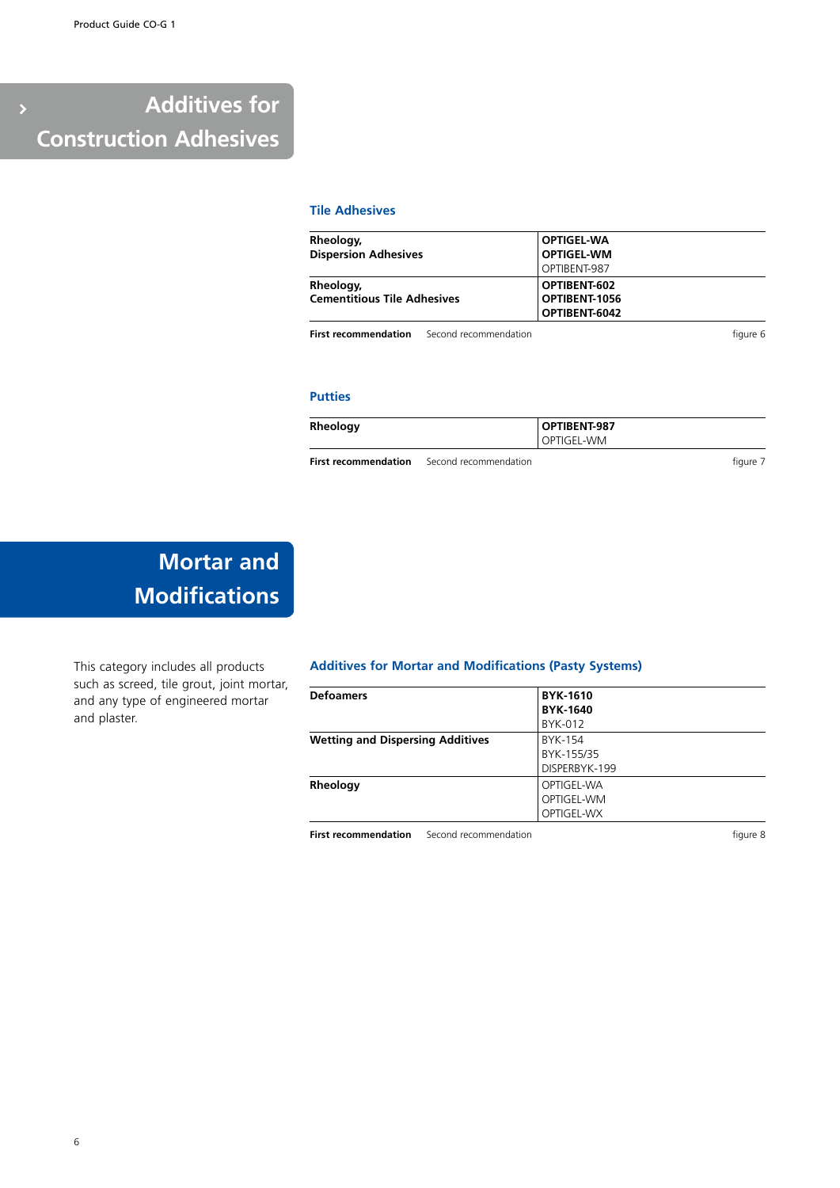# Additives for Construction Adhesives

### Tile Adhesives

| | |
|---|---|
| **Rheology, Dispersion Adhesives** | **OPTIGEL-WA**<br>**OPTIGEL-WM**<br>OPTIBENT-987 |
| **Rheology, Cementitious Tile Adhesives** | **OPTIBENT-602**<br>**OPTIBENT-1056**<br>**OPTIBENT-6042** |

**First recommendation** Second recommendation figure 6

### Putties

| | |
|---|---|
| **Rheology** | **OPTIBENT-987**<br>OPTIGEL-WM |

**First recommendation** Second recommendation figure 7

# Mortar and Modifications

This category includes all products such as screed, tile grout, joint mortar, and any type of engineered mortar and plaster.

### Additives for Mortar and Modifications (Pasty Systems)

| | |
|---|---|
| **Defoamers** | **BYK-1610**<br>**BYK-1640**<br>BYK-012 |
| **Wetting and Dispersing Additives** | BYK-154<br>BYK-155/35<br>DISPERBYK-199 |
| **Rheology** | OPTIGEL-WA<br>OPTIGEL-WM<br>OPTIGEL-WX |

**First recommendation** Second recommendation figure 8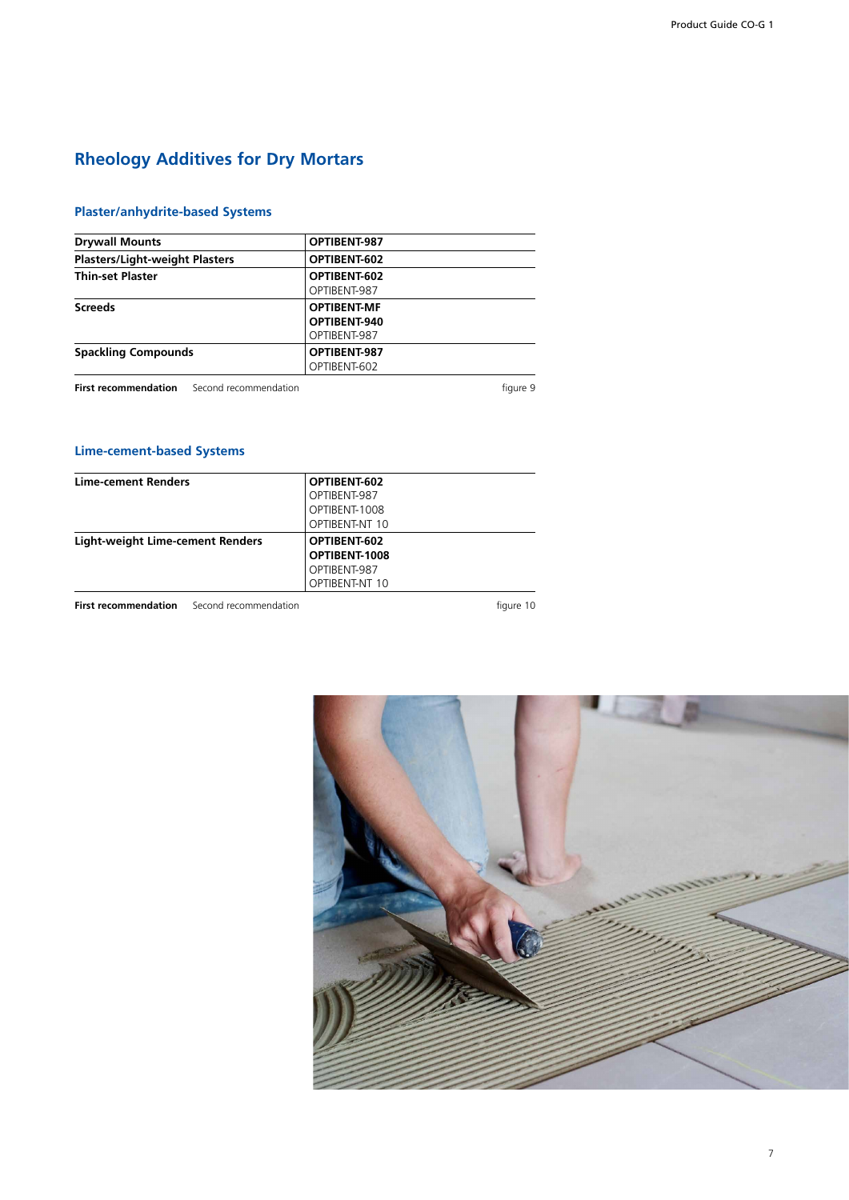# Rheology Additives for Dry Mortars

## Plaster/anhydrite-based Systems

| | |
|---|---|
| **Drywall Mounts** | **OPTIBENT-987** |
| **Plasters/Light-weight Plasters** | **OPTIBENT-602** |
| **Thin-set Plaster** | **OPTIBENT-602**<br>OPTIBENT-987 |
| **Screeds** | **OPTIBENT-MF**<br>**OPTIBENT-940**<br>OPTIBENT-987 |
| **Spackling Compounds** | **OPTIBENT-987**<br>OPTIBENT-602 |

**First recommendation** Second recommendation

figure 9

## Lime-cement-based Systems

| | |
|---|---|
| **Lime-cement Renders** | **OPTIBENT-602**<br>OPTIBENT-987<br>OPTIBENT-1008<br>OPTIBENT-NT 10 |
| **Light-weight Lime-cement Renders** | **OPTIBENT-602**<br>**OPTIBENT-1008**<br>OPTIBENT-987<br>OPTIBENT-NT 10 |

**First recommendation** Second recommendation

figure 10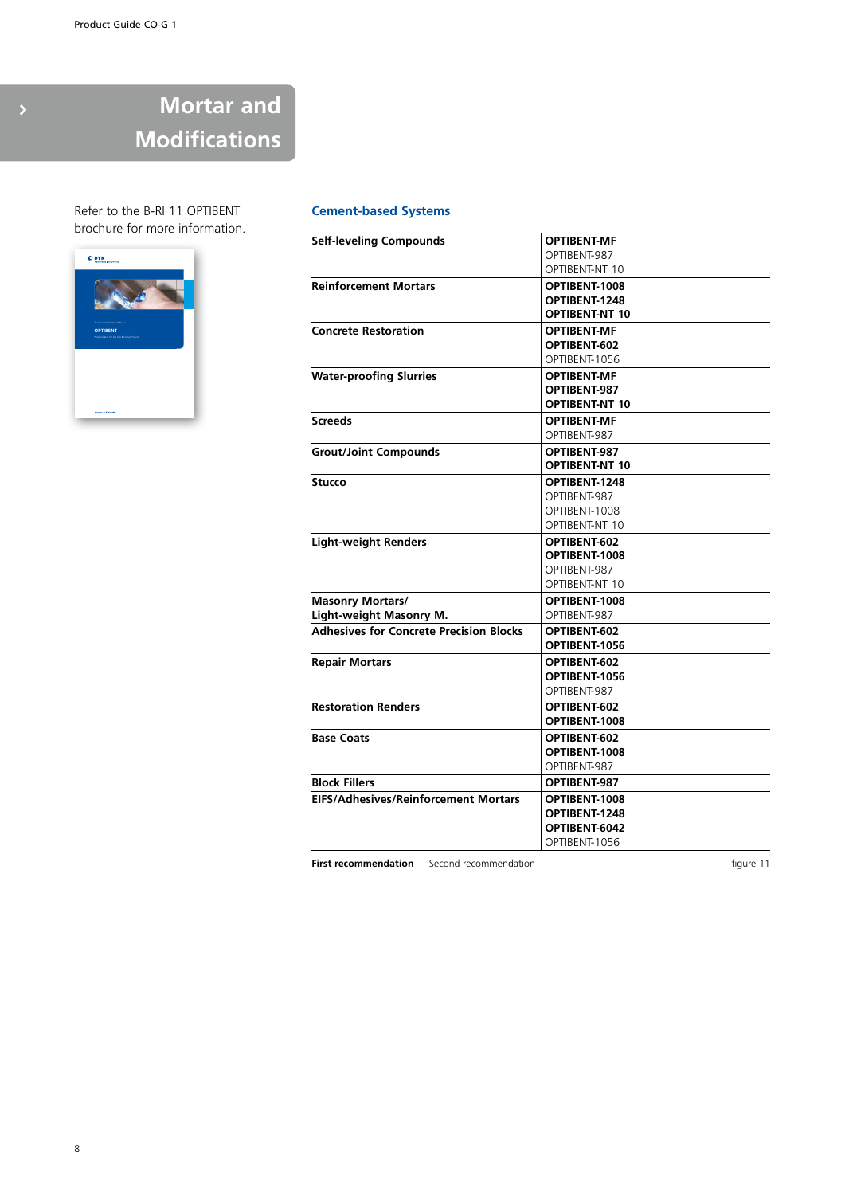# Mortar and Modifications

Refer to the B-RI 11 OPTIBENT brochure for more information.

## Cement-based Systems

| Application | Recommendation |
|---|---|
| **Self-leveling Compounds** | **OPTIBENT-MF**<br>OPTIBENT-987<br>OPTIBENT-NT 10 |
| **Reinforcement Mortars** | **OPTIBENT-1008**<br>**OPTIBENT-1248**<br>**OPTIBENT-NT 10** |
| **Concrete Restoration** | **OPTIBENT-MF**<br>**OPTIBENT-602**<br>OPTIBENT-1056 |
| **Water-proofing Slurries** | **OPTIBENT-MF**<br>**OPTIBENT-987**<br>**OPTIBENT-NT 10** |
| **Screeds** | **OPTIBENT-MF**<br>OPTIBENT-987 |
| **Grout/Joint Compounds** | **OPTIBENT-987**<br>**OPTIBENT-NT 10** |
| **Stucco** | **OPTIBENT-1248**<br>OPTIBENT-987<br>OPTIBENT-1008<br>OPTIBENT-NT 10 |
| **Light-weight Renders** | **OPTIBENT-602**<br>**OPTIBENT-1008**<br>OPTIBENT-987<br>OPTIBENT-NT 10 |
| **Masonry Mortars/ Light-weight Masony M.** | **OPTIBENT-1008**<br>OPTIBENT-987 |
| **Adhesives for Concrete Precision Blocks** | **OPTIBENT-602**<br>**OPTIBENT-1056** |
| **Repair Mortars** | **OPTIBENT-602**<br>**OPTIBENT-1056**<br>OPTIBENT-987 |
| **Restoration Renders** | **OPTIBENT-602**<br>**OPTIBENT-1008** |
| **Base Coats** | **OPTIBENT-602**<br>**OPTIBENT-1008**<br>OPTIBENT-987 |
| **Block Fillers** | **OPTIBENT-987** |
| **EIFS/Adhesives/Reinforcement Mortars** | **OPTIBENT-1008**<br>**OPTIBENT-1248**<br>**OPTIBENT-6042**<br>OPTIBENT-1056 |

**First recommendation** Second recommendation

figure 11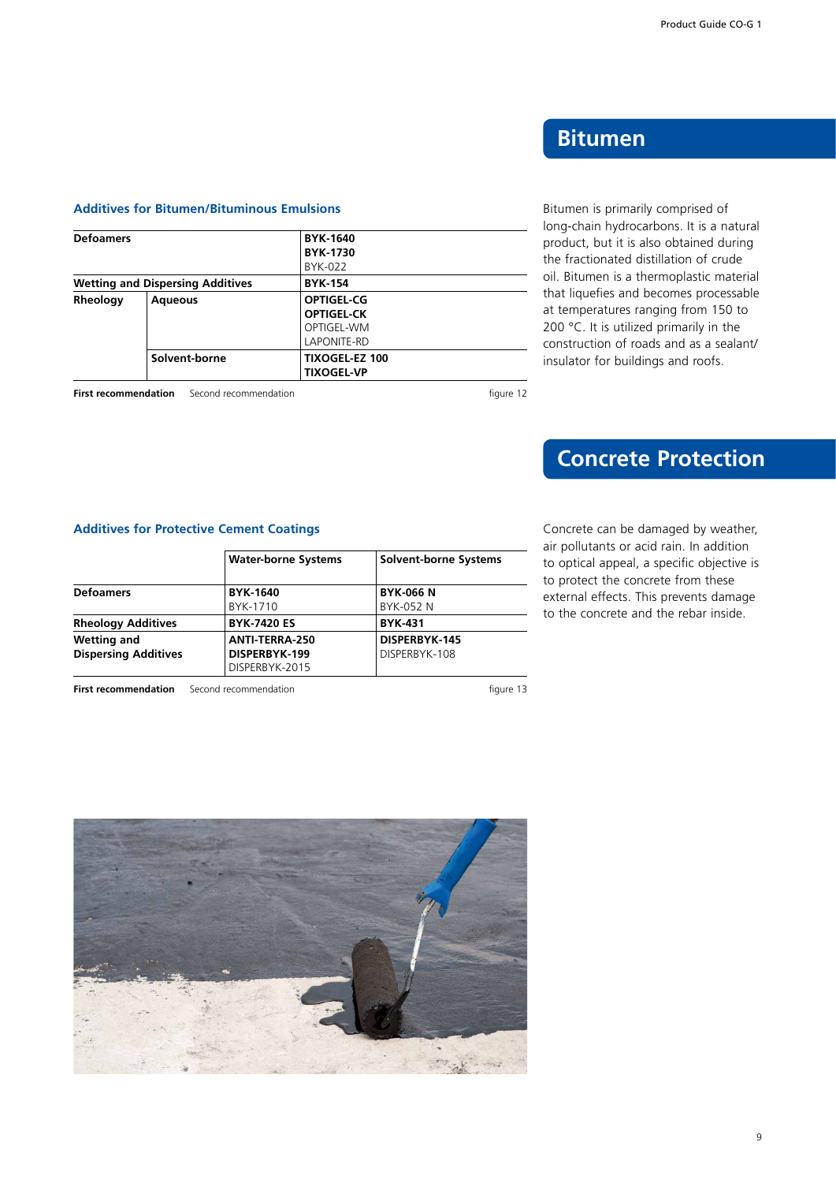## Bitumen

Bitumen is primarily comprised of long-chain hydrocarbons. It is a natural product, but it is also obtained during the fractionated distillation of crude oil. Bitumen is a thermoplastic material that liquefies and becomes processable at temperatures ranging from 150 to 200 °C. It is utilized primarily in the construction of roads and as a sealant/ insulator for buildings and roofs.

### Additives for Bitumen/Bituminous Emulsions

| | | |
|---|---|---|
| **Defoamers** | | **BYK-1640**<br>**BYK-1730**<br>BYK-022 |
| **Wetting and Dispersing Additives** | | **BYK-154** |
| **Rheology** | **Aqueous** | **OPTIGEL-CG**<br>**OPTIGEL-CK**<br>OPTIGEL-WM<br>LAPONITE-RD |
| | **Solvent-borne** | **TIXOGEL-EZ 100**<br>**TIXOGEL-VP** |

**First recommendation** Second recommendation

figure 12

## Concrete Protection

Concrete can be damaged by weather, air pollutants or acid rain. In addition to optical appeal, a specific objective is to protect the concrete from these external effects. This prevents damage to the concrete and the rebar inside.

### Additives for Protective Cement Coatings

| | Water-borne Systems | Solvent-borne Systems |
|---|---|---|
| **Defoamers** | **BYK-1640**<br>BYK-1710 | **BYK-066 N**<br>BYK-052 N |
| **Rheology Additives** | **BYK-7420 ES** | **BYK-431** |
| **Wetting and Dispersing Additives** | **ANTI-TERRA-250**<br>**DISPERBYK-199**<br>DISPERBYK-2015 | **DISPERBYK-145**<br>DISPERBYK-108 |

**First recommendation** Second recommendation

figure 13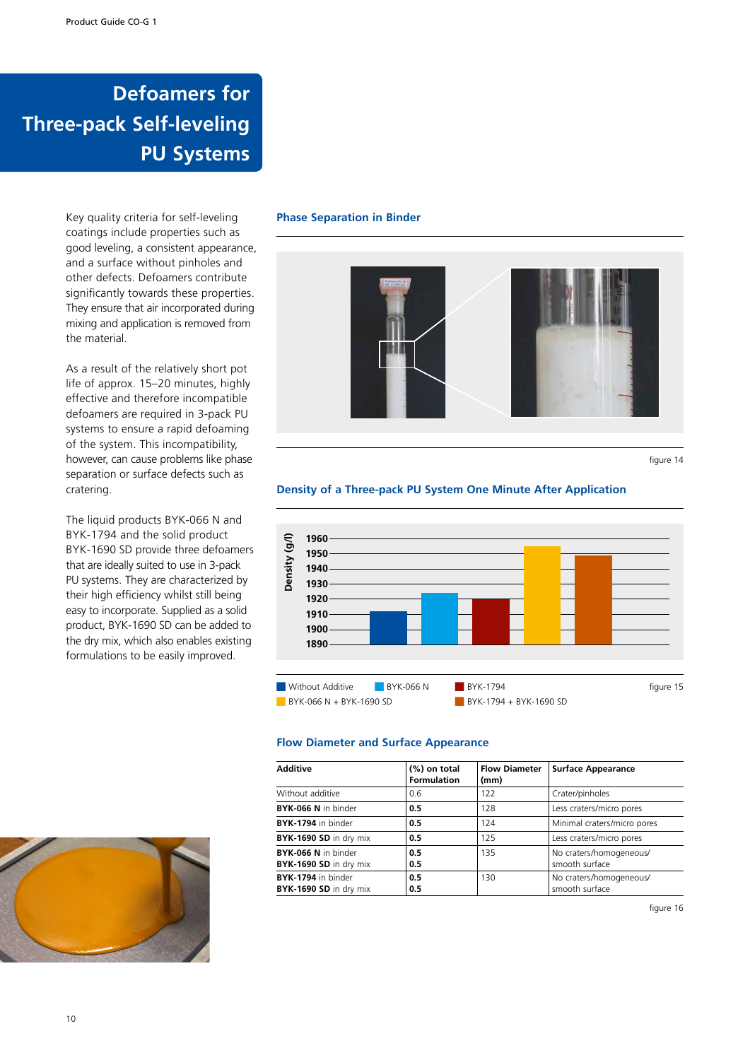# Defoamers for Three-pack Self-leveling PU Systems

Key quality criteria for self-leveling coatings include properties such as good leveling, a consistent appearance, and a surface without pinholes and other defects. Defoamers contribute significantly towards these properties. They ensure that air incorporated during mixing and application is removed from the material.

As a result of the relatively short pot life of approx. 15–20 minutes, highly effective and therefore incompatible defoamers are required in 3-pack PU systems to ensure a rapid defoaming of the system. This incompatibility, however, can cause problems like phase separation or surface defects such as cratering.

The liquid products BYK-066 N and BYK-1794 and the solid product BYK-1690 SD provide three defoamers that are ideally suited to use in 3-pack PU systems. They are characterized by their high efficiency whilst still being easy to incorporate. Supplied as a solid product, BYK-1690 SD can be added to the dry mix, which also enables existing formulations to be easily improved.

### Phase Separation in Binder

figure 14

### Density of a Three-pack PU System One Minute After Application

Density (g/l): 1890, 1900, 1910, 1920, 1930, 1940, 1950, 1960

Without Additive | BYK-066 N | BYK-1794 | BYK-066 N + BYK-1690 SD | BYK-1794 + BYK-1690 SD

figure 15

### Flow Diameter and Surface Appearance

| Additive | (%) on total Formulation | Flow Diameter (mm) | Surface Appearance |
|---|---|---|---|
| Without additive | 0.6 | 122 | Crater/pinholes |
| **BYK-066 N** in binder | **0.5** | 128 | Less craters/micro pores |
| **BYK-1794** in binder | **0.5** | 124 | Minimal craters/micro pores |
| **BYK-1690 SD** in dry mix | **0.5** | 125 | Less craters/micro pores |
| **BYK-066 N** in binder<br>**BYK-1690 SD** in dry mix | **0.5**<br>**0.5** | 135 | No craters/homogeneous/ smooth surface |
| **BYK-1794** in binder<br>**BYK-1690 SD** in dry mix | **0.5**<br>**0.5** | 130 | No craters/homogeneous/ smooth surface |

figure 16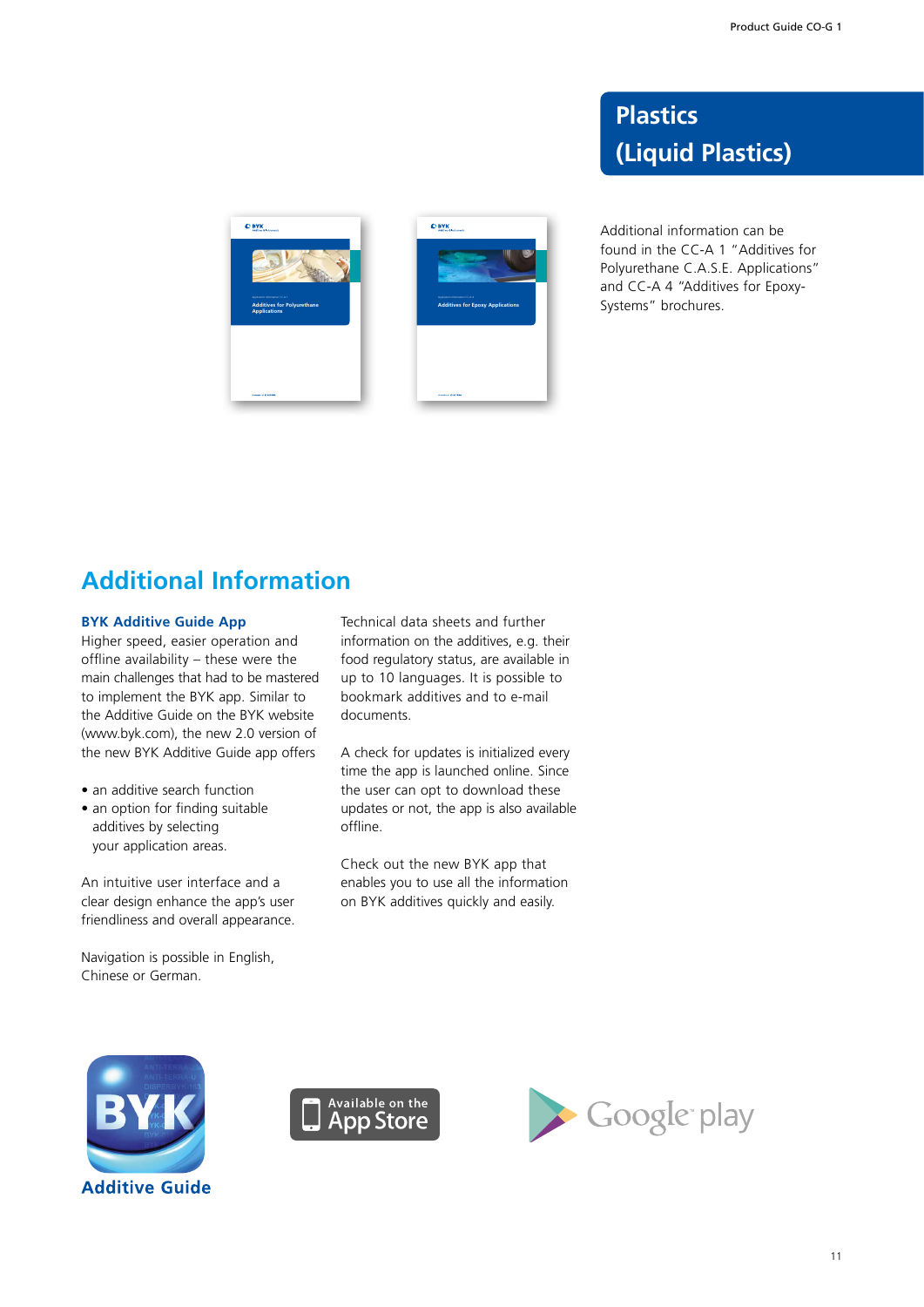# Plastics (Liquid Plastics)

Additional information can be found in the CC-A 1 "Additives for Polyurethane C.A.S.E. Applications" and CC-A 4 "Additives for Epoxy-Systems" brochures.

## Additional Information

### BYK Additive Guide App

Higher speed, easier operation and offline availability – these were the main challenges that had to be mastered to implement the BYK app. Similar to the Additive Guide on the BYK website (www.byk.com), the new 2.0 version of the new BYK Additive Guide app offers

- an additive search function
- an option for finding suitable additives by selecting your application areas.

An intuitive user interface and a clear design enhance the app's user friendliness and overall appearance.

Navigation is possible in English, Chinese or German.

Technical data sheets and further information on the additives, e.g. their food regulatory status, are available in up to 10 languages. It is possible to bookmark additives and to e-mail documents.

A check for updates is initialized every time the app is launched online. Since the user can opt to download these updates or not, the app is also available offline.

Check out the new BYK app that enables you to use all the information on BYK additives quickly and easily.

Additive Guide

Available on the App Store

Google play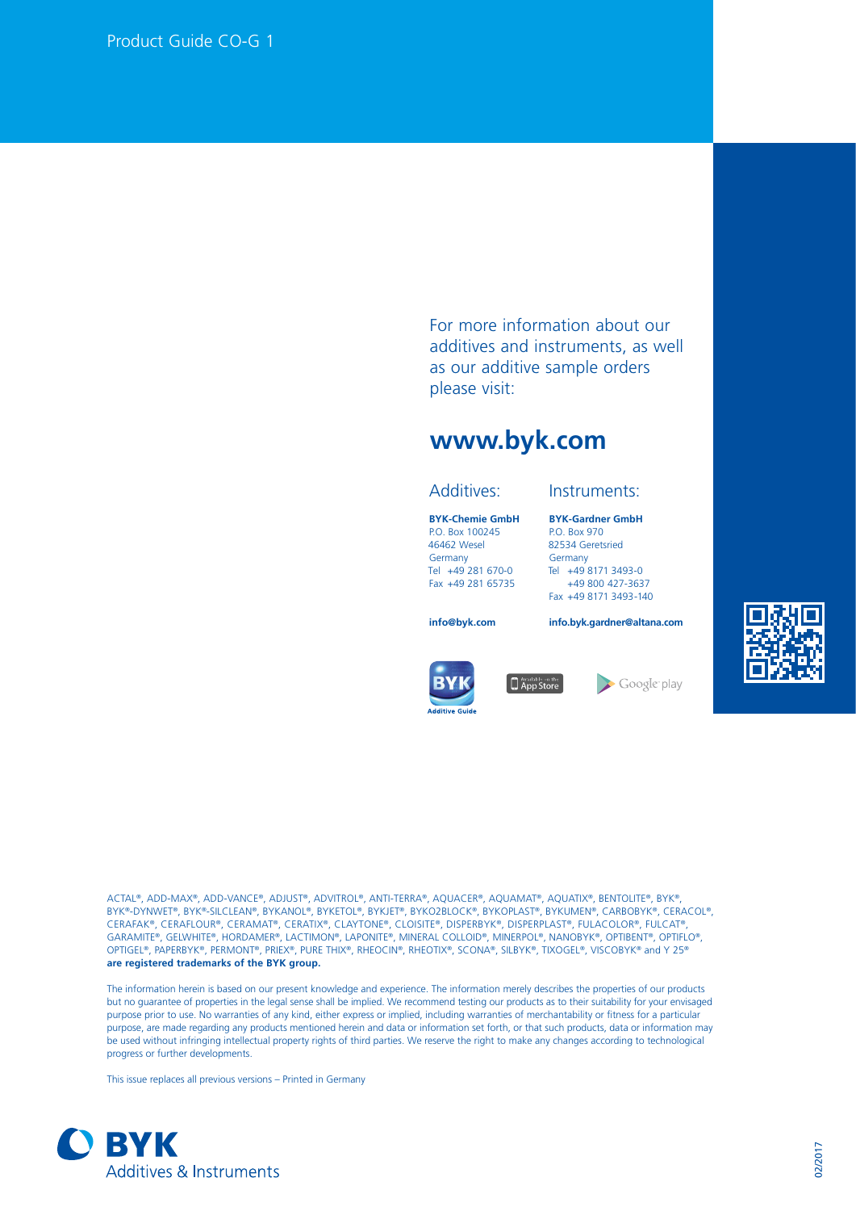Product Guide CO-G 1

For more information about our additives and instruments, as well as our additive sample orders please visit:

## www.byk.com

**Additives:**

**BYK-Chemie GmbH**
P.O. Box 100245
46462 Wesel
Germany
Tel +49 281 670-0
Fax +49 281 65735

**info@byk.com**

**Instruments:**

**BYK-Gardner GmbH**
P.O. Box 970
82534 Geretsried
Germany
Tel +49 8171 3493-0
+49 800 427-3637
Fax +49 8171 3493-140

**info.byk.gardner@altana.com**

BYK Additive Guide

Available on the App Store

Google play

ACTAL®, ADD-MAX®, ADD-VANCE®, ADJUST®, ADVITROL®, ANTI-TERRA®, AQUACER®, AQUAMAT®, AQUATIX®, BENTOLITE®, BYK®, BYK®-DYNWET®, BYK®-SILCLEAN®, BYKANOL®, BYKETOL®, BYKJET®, BYKO2BLOCK®, BYKOPLAST®, BYKUMEN®, CARBOBYK®, CERACOL®, CERAFAK®, CERAFLOUR®, CERAMAT®, CERATIX®, CLAYTONE®, CLOISITE®, DISPERBYK®, DISPERPLAST®, FULACOLOR®, FULCAT®, GARAMITE®, GELWHITE®, HORDAMER®, LACTIMON®, LAPONITE®, MINERAL COLLOID®, MINERPOL®, NANOBYK®, OPTIBENT®, OPTIFLO®, OPTIGEL®, PAPERBYK®, PERMONT®, PRIEX®, PURE THIX®, RHEOCIN®, RHEOTIX®, SCONA®, SILBYK®, TIXOGEL®, VISCOBYK® and Y 25®
**are registered trademarks of the BYK group.**

The information herein is based on our present knowledge and experience. The information merely describes the properties of our products but no guarantee of properties in the legal sense shall be implied. We recommend testing our products as to their suitability for your envisaged purpose prior to use. No warranties of any kind, either express or implied, including warranties of merchantability or fitness for a particular purpose, are made regarding any products mentioned herein and data or information set forth, or that such products, data or information may be used without infringing intellectual property rights of third parties. We reserve the right to make any changes according to technological progress or further developments.

This issue replaces all previous versions – Printed in Germany

BYK
Additives & Instruments

02/2017